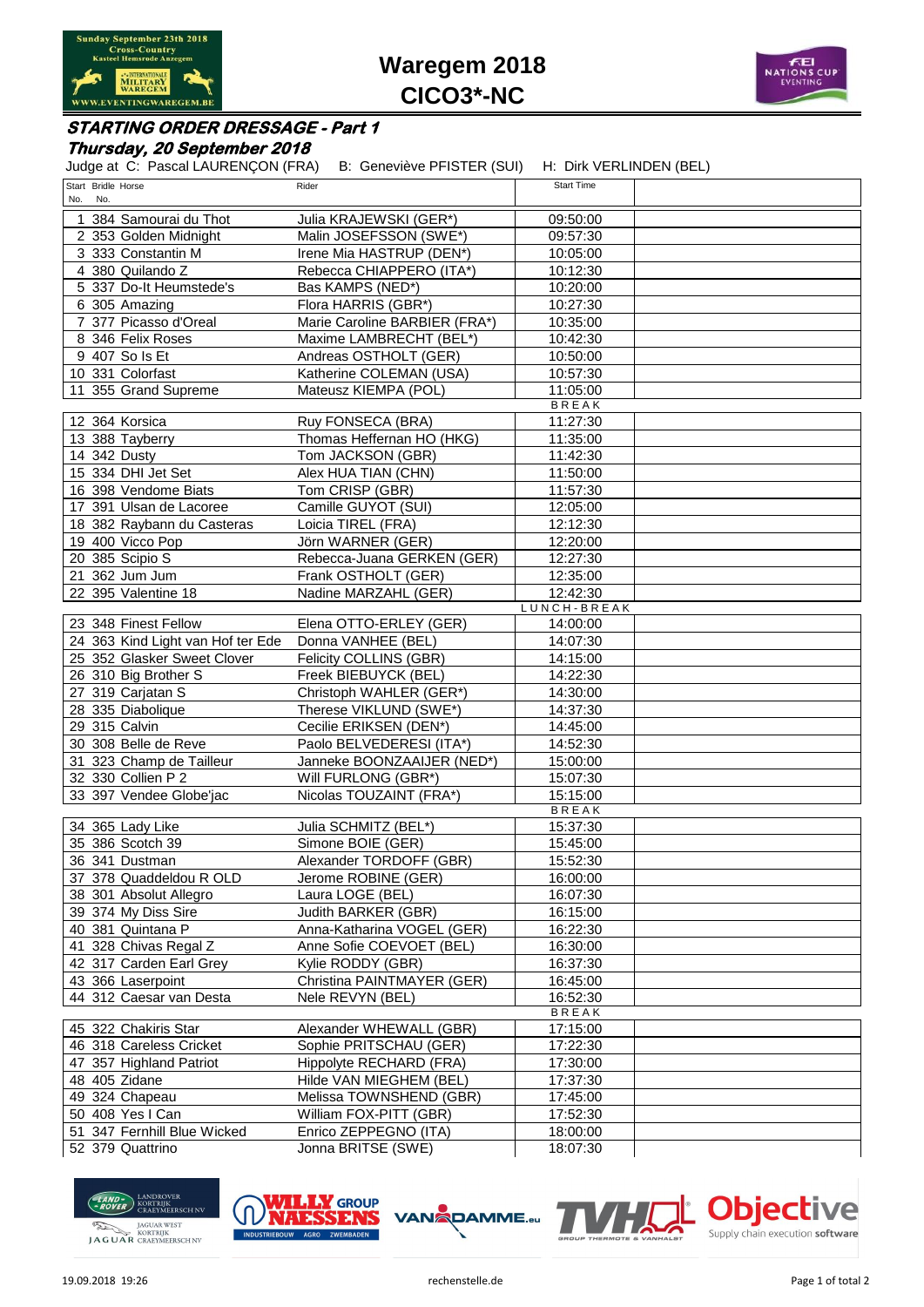# Waregem 2018
## CICO3*-NC

### *STARTING ORDER DRESSAGE - Part 1*
### *Thursday, 20 September 2018*

Judge at C: Pascal LAURENÇON (FRA) B: Geneviève PFISTER (SUI) H: Dirk VERLINDEN (BEL)

| Start No. | Bridle No. | Horse | Rider | Start Time | |
|---|---|---|---|---|---|
| 1 | 384 | Samourai du Thot | Julia KRAJEWSKI (GER*) | 09:50:00 | |
| 2 | 353 | Golden Midnight | Malin JOSEFSSON (SWE*) | 09:57:30 | |
| 3 | 333 | Constantin M | Irene Mia HASTRUP (DEN*) | 10:05:00 | |
| 4 | 380 | Quilando Z | Rebecca CHIAPPERO (ITA*) | 10:12:30 | |
| 5 | 337 | Do-It Heumstede's | Bas KAMPS (NED*) | 10:20:00 | |
| 6 | 305 | Amazing | Flora HARRIS (GBR*) | 10:27:30 | |
| 7 | 377 | Picasso d'Oreal | Marie Caroline BARBIER (FRA*) | 10:35:00 | |
| 8 | 346 | Felix Roses | Maxime LAMBRECHT (BEL*) | 10:42:30 | |
| 9 | 407 | So Is Et | Andreas OSTHOLT (GER) | 10:50:00 | |
| 10 | 331 | Colorfast | Katherine COLEMAN (USA) | 10:57:30 | |
| 11 | 355 | Grand Supreme | Mateusz KIEMPA (POL) | 11:05:00 | |
| | | | | BREAK | |
| 12 | 364 | Korsica | Ruy FONSECA (BRA) | 11:27:30 | |
| 13 | 388 | Tayberry | Thomas Heffernan HO (HKG) | 11:35:00 | |
| 14 | 342 | Dusty | Tom JACKSON (GBR) | 11:42:30 | |
| 15 | 334 | DHI Jet Set | Alex HUA TIAN (CHN) | 11:50:00 | |
| 16 | 398 | Vendome Biats | Tom CRISP (GBR) | 11:57:30 | |
| 17 | 391 | Ulsan de Lacoree | Camille GUYOT (SUI) | 12:05:00 | |
| 18 | 382 | Raybann du Casteras | Loicia TIREL (FRA) | 12:12:30 | |
| 19 | 400 | Vicco Pop | Jörn WARNER (GER) | 12:20:00 | |
| 20 | 385 | Scipio S | Rebecca-Juana GERKEN (GER) | 12:27:30 | |
| 21 | 362 | Jum Jum | Frank OSTHOLT (GER) | 12:35:00 | |
| 22 | 395 | Valentine 18 | Nadine MARZAHL (GER) | 12:42:30 | |
| | | | | LUNCH-BREAK | |
| 23 | 348 | Finest Fellow | Elena OTTO-ERLEY (GER) | 14:00:00 | |
| 24 | 363 | Kind Light van Hof ter Ede | Donna VANHEE (BEL) | 14:07:30 | |
| 25 | 352 | Glasker Sweet Clover | Felicity COLLINS (GBR) | 14:15:00 | |
| 26 | 310 | Big Brother S | Freek BIEBUYCK (BEL) | 14:22:30 | |
| 27 | 319 | Carjatan S | Christoph WAHLER (GER*) | 14:30:00 | |
| 28 | 335 | Diabolique | Therese VIKLUND (SWE*) | 14:37:30 | |
| 29 | 315 | Calvin | Cecilie ERIKSEN (DEN*) | 14:45:00 | |
| 30 | 308 | Belle de Reve | Paolo BELVEDERESI (ITA*) | 14:52:30 | |
| 31 | 323 | Champ de Tailleur | Janneke BOONZAAIJER (NED*) | 15:00:00 | |
| 32 | 330 | Collien P 2 | Will FURLONG (GBR*) | 15:07:30 | |
| 33 | 397 | Vendee Globe'jac | Nicolas TOUZAINT (FRA*) | 15:15:00 | |
| | | | | BREAK | |
| 34 | 365 | Lady Like | Julia SCHMITZ (BEL*) | 15:37:30 | |
| 35 | 386 | Scotch 39 | Simone BOIE (GER) | 15:45:00 | |
| 36 | 341 | Dustman | Alexander TORDOFF (GBR) | 15:52:30 | |
| 37 | 378 | Quaddeldou R OLD | Jerome ROBINE (GER) | 16:00:00 | |
| 38 | 301 | Absolut Allegro | Laura LOGE (BEL) | 16:07:30 | |
| 39 | 374 | My Diss Sire | Judith BARKER (GBR) | 16:15:00 | |
| 40 | 381 | Quintana P | Anna-Katharina VOGEL (GER) | 16:22:30 | |
| 41 | 328 | Chivas Regal Z | Anne Sofie COEVOET (BEL) | 16:30:00 | |
| 42 | 317 | Carden Earl Grey | Kylie RODDY (GBR) | 16:37:30 | |
| 43 | 366 | Laserpoint | Christina PAINTMAYER (GER) | 16:45:00 | |
| 44 | 312 | Caesar van Desta | Nele REVYN (BEL) | 16:52:30 | |
| | | | | BREAK | |
| 45 | 322 | Chakiris Star | Alexander WHEWALL (GBR) | 17:15:00 | |
| 46 | 318 | Careless Cricket | Sophie PRITSCHAU (GER) | 17:22:30 | |
| 47 | 357 | Highland Patriot | Hippolyte RECHARD (FRA) | 17:30:00 | |
| 48 | 405 | Zidane | Hilde VAN MIEGHEM (BEL) | 17:37:30 | |
| 49 | 324 | Chapeau | Melissa TOWNSHEND (GBR) | 17:45:00 | |
| 50 | 408 | Yes I Can | William FOX-PITT (GBR) | 17:52:30 | |
| 51 | 347 | Fernhill Blue Wicked | Enrico ZEPPEGNO (ITA) | 18:00:00 | |
| 52 | 379 | Quattrino | Jonna BRITSE (SWE) | 18:07:30 | |

19.09.2018 19:26 rechenstelle.de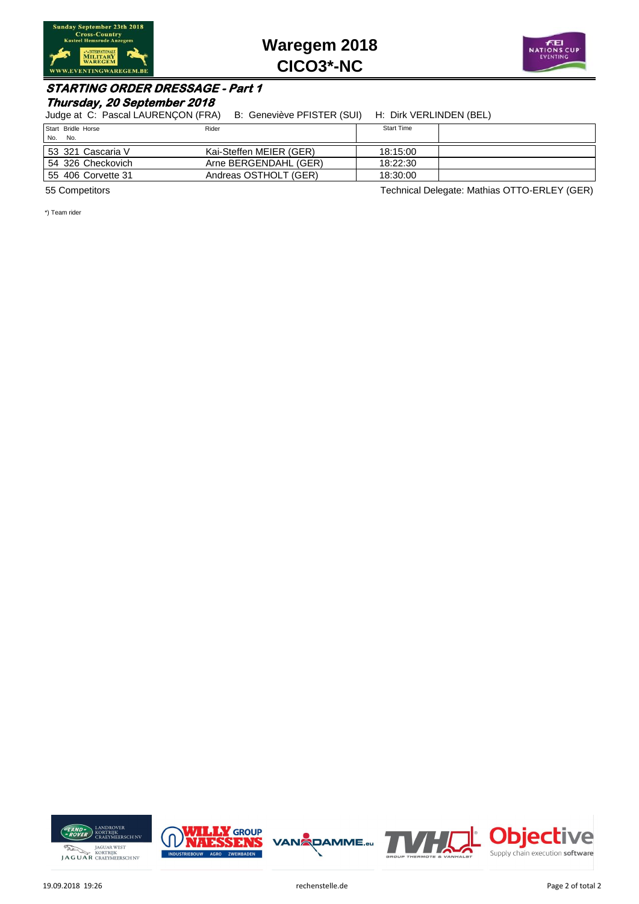# Waregem 2018

## CICO3*-NC

### STARTING ORDER DRESSAGE - Part 1

***Thursday, 20 September 2018***

Judge at C: Pascal LAURENÇON (FRA) B: Geneviève PFISTER (SUI) H: Dirk VERLINDEN (BEL)

| Start No. | Bridle No. | Horse | Rider | Start Time | |
|---|---|---|---|---|---|
| 53 | 321 | Cascaria V | Kai-Steffen MEIER (GER) | 18:15:00 | |
| 54 | 326 | Checkovich | Arne BERGENDAHL (GER) | 18:22:30 | |
| 55 | 406 | Corvette 31 | Andreas OSTHOLT (GER) | 18:30:00 | |

55 Competitors

Technical Delegate: Mathias OTTO-ERLEY (GER)

*) Team rider